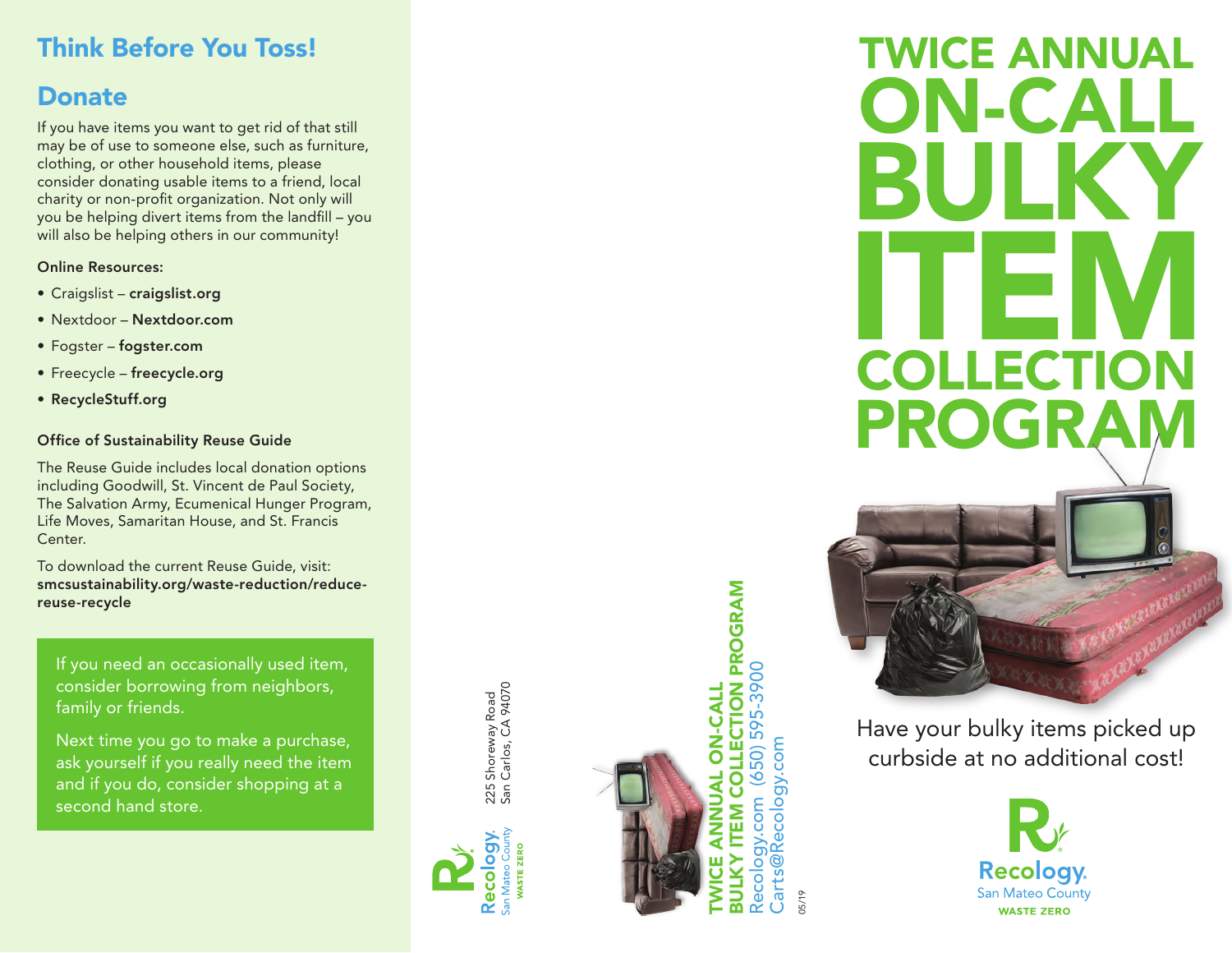## Think Before You Toss!

### Donate

If you have items you want to get rid of that still may be of use to someone else, such as furniture, clothing, or other household items, please consider donating usable items to a friend, local charity or non-profit organization. Not only will you be helping divert items from the landfill – you will also be helping others in our community!

**Online Resources:**

- Craigslist – **craigslist.org**
- Nextdoor – **Nextdoor.com**
- Fogster – **fogster.com**
- Freecycle – **freecycle.org**
- **RecycleStuff.org**

**Office of Sustainability Reuse Guide**

The Reuse Guide includes local donation options including Goodwill, St. Vincent de Paul Society, The Salvation Army, Ecumenical Hunger Program, Life Moves, Samaritan House, and St. Francis Center.

To download the current Reuse Guide, visit: **smcsustainability.org/waste-reduction/reduce-reuse-recycle**

If you need an occasionally used item, consider borrowing from neighbors, family or friends.

Next time you go to make a purchase, ask yourself if you really need the item and if you do, consider shopping at a second hand store.

Recology San Mateo County WASTE ZERO
225 Shoreway Road
San Carlos, CA 94070

**TWICE ANNUAL ON-CALL BULKY ITEM COLLECTION PROGRAM**
Recology.com (650) 595-3900
Carts@Recology.com

05/19

# TWICE ANNUAL ON-CALL BULKY ITEM COLLECTION PROGRAM

Have your bulky items picked up curbside at no additional cost!

Recology San Mateo County WASTE ZERO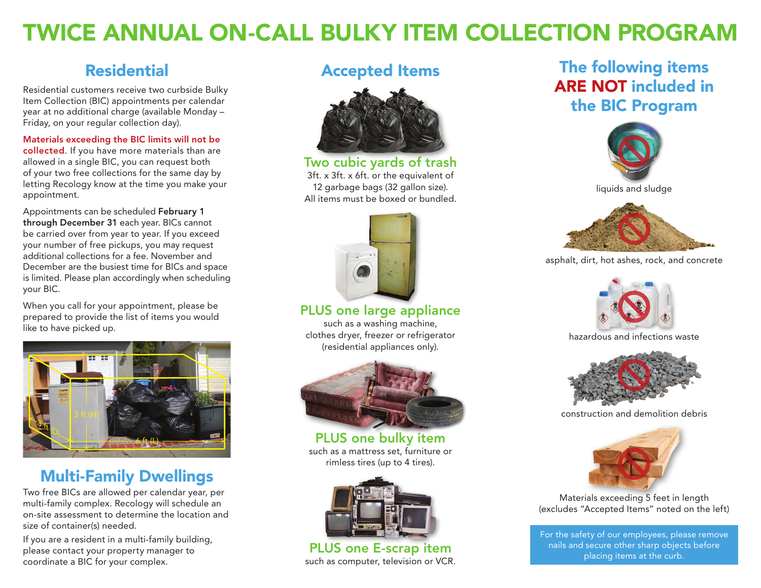# TWICE ANNUAL ON-CALL BULKY ITEM COLLECTION PROGRAM

## Residential

Residential customers receive two curbside Bulky Item Collection (BIC) appointments per calendar year at no additional charge (available Monday – Friday, on your regular collection day).

**Materials exceeding the BIC limits will not be collected**. If you have more materials than are allowed in a single BIC, you can request both of your two free collections for the same day by letting Recology know at the time you make your appointment.

Appointments can be scheduled **February 1 through December 31** each year. BICs cannot be carried over from year to year. If you exceed your number of free pickups, you may request additional collections for a fee. November and December are the busiest time for BICs and space is limited. Please plan accordingly when scheduling your BIC.

When you call for your appointment, please be prepared to provide the list of items you would like to have picked up.

3 ft (D)
3 ft (H)
6 ft (L)

## Multi-Family Dwellings

Two free BICs are allowed per calendar year, per multi-family complex. Recology will schedule an on-site assessment to determine the location and size of container(s) needed.

If you are a resident in a multi-family building, please contact your property manager to coordinate a BIC for your complex.

## Accepted Items

### Two cubic yards of trash

3ft. x 3ft. x 6ft. or the equivalent of 12 garbage bags (32 gallon size). All items must be boxed or bundled.

### PLUS one large appliance

such as a washing machine, clothes dryer, freezer or refrigerator (residential appliances only).

### PLUS one bulky item

such as a mattress set, furniture or rimless tires (up to 4 tires).

### PLUS one E-scrap item

such as computer, television or VCR.

## The following items ARE NOT included in the BIC Program

- liquids and sludge
- asphalt, dirt, hot ashes, rock, and concrete
- hazardous and infections waste
- construction and demolition debris
- Materials exceeding 5 feet in length (excludes "Accepted Items" noted on the left)

For the safety of our employees, please remove nails and secure other sharp objects before placing items at the curb.